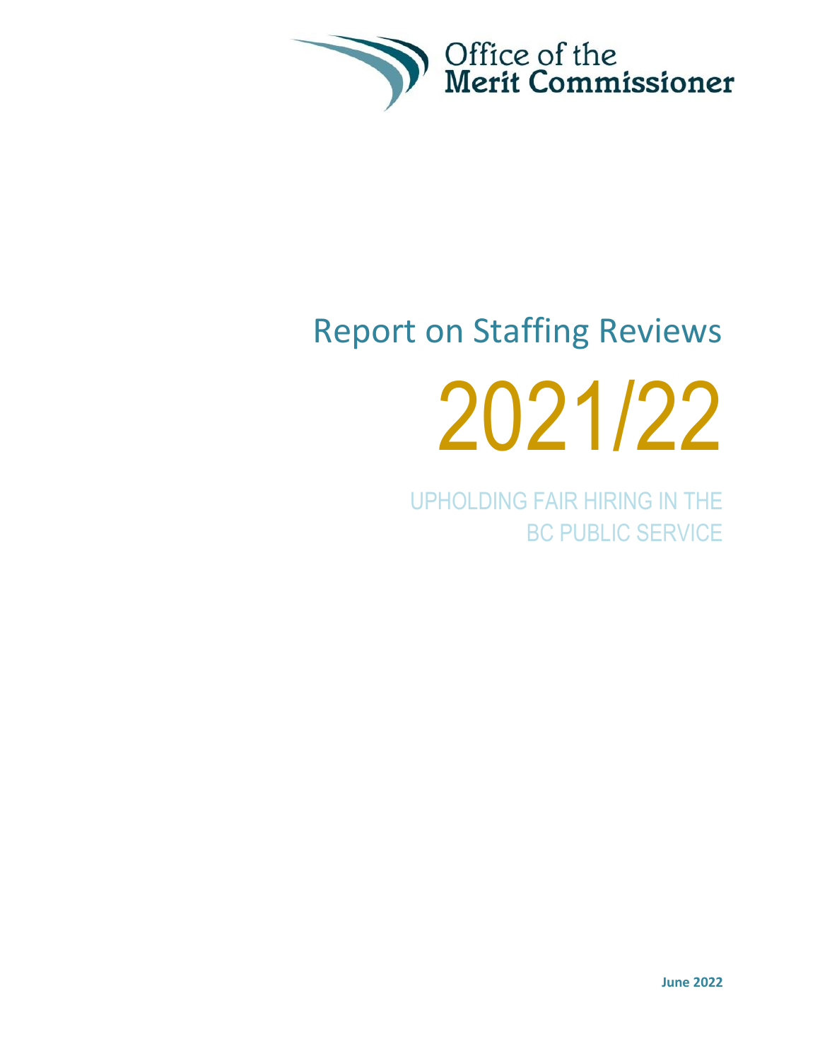Office of the
Merit Commissioner

# Report on Staffing Reviews

# 2021/22

## UPHOLDING FAIR HIRING IN THE BC PUBLIC SERVICE

**June 2022**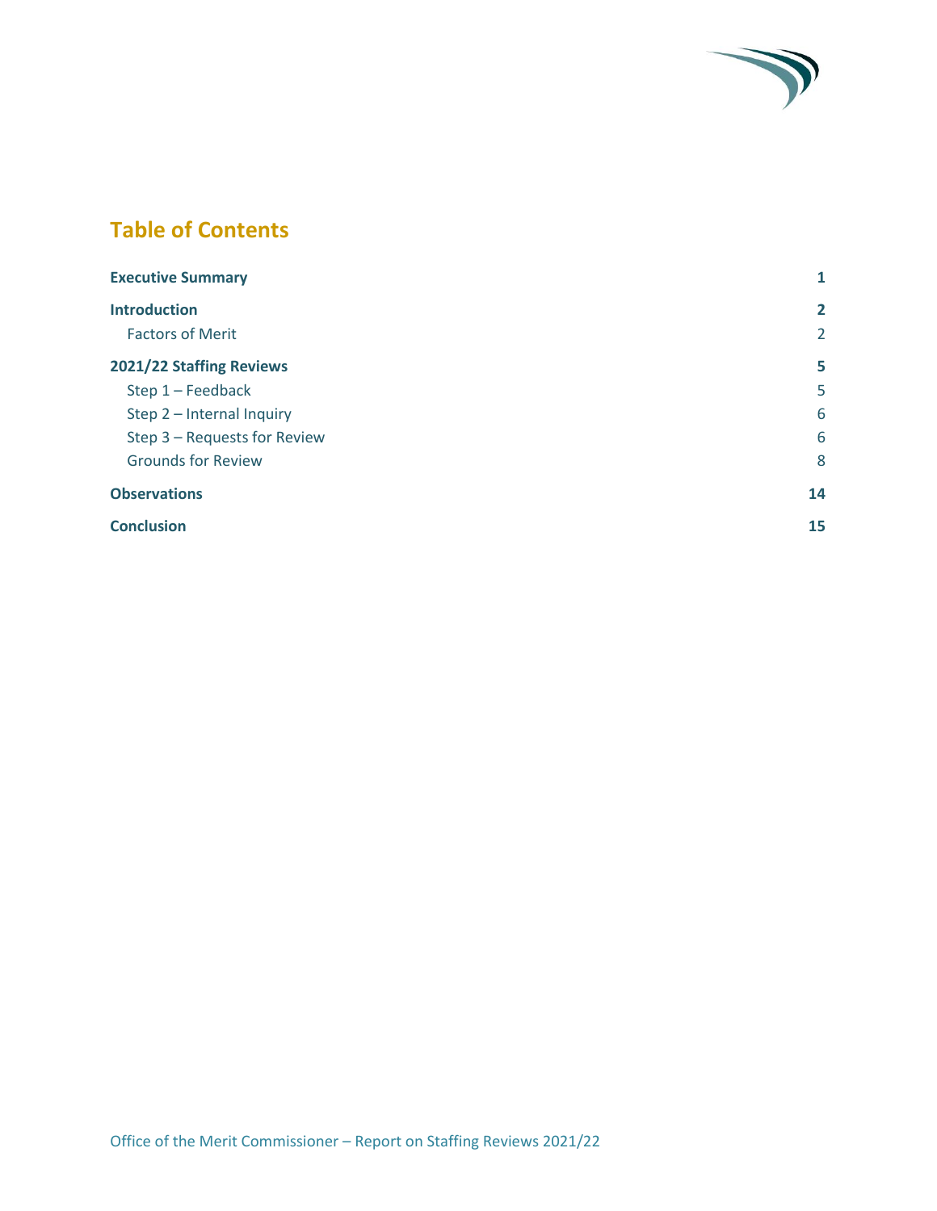# Table of Contents

| | |
|---|---|
| **Executive Summary** | **1** |
| **Introduction** | **2** |
| Factors of Merit | 2 |
| **2021/22 Staffing Reviews** | **5** |
| Step 1 – Feedback | 5 |
| Step 2 – Internal Inquiry | 6 |
| Step 3 – Requests for Review | 6 |
| Grounds for Review | 8 |
| **Observations** | **14** |
| **Conclusion** | **15** |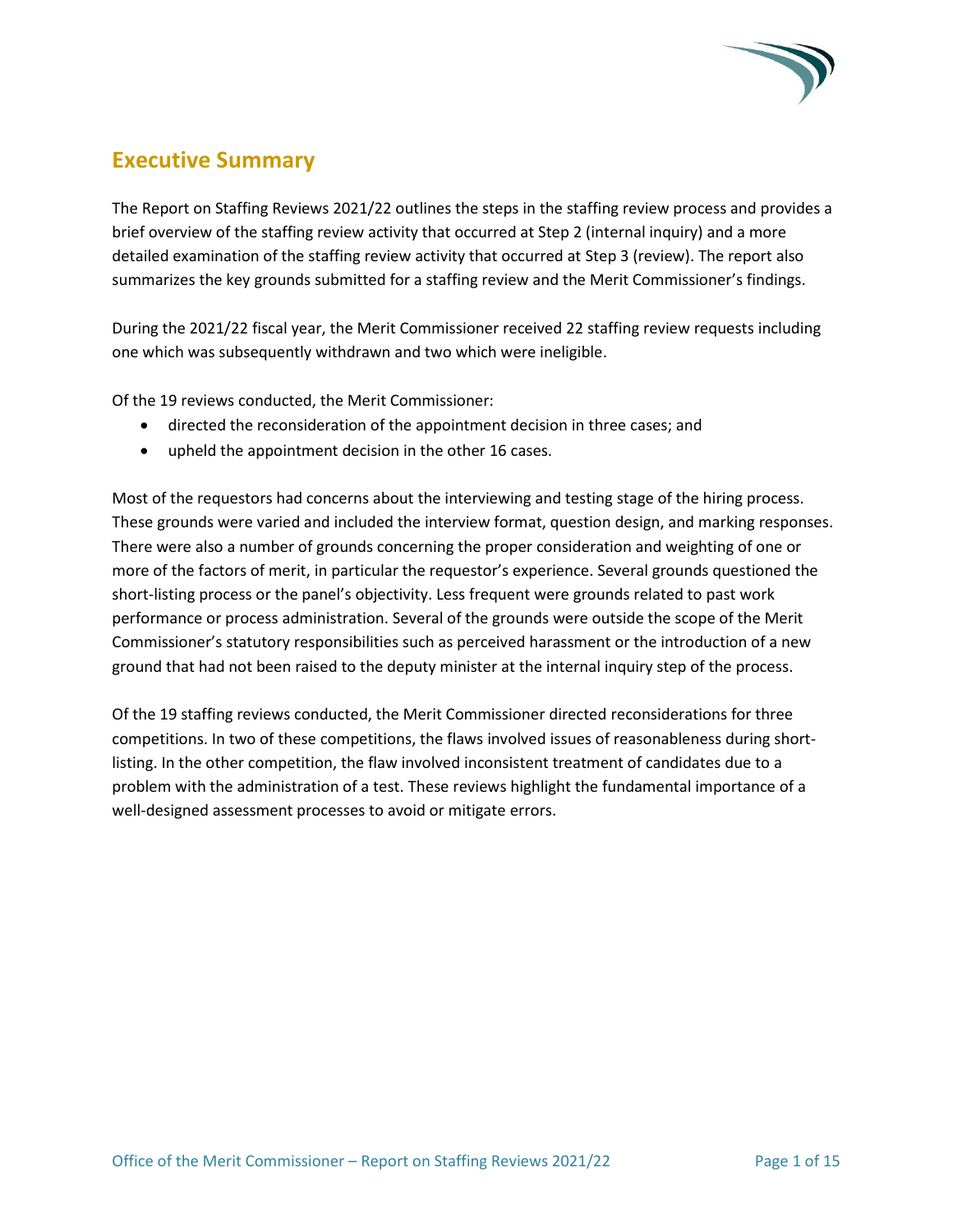## Executive Summary

The Report on Staffing Reviews 2021/22 outlines the steps in the staffing review process and provides a brief overview of the staffing review activity that occurred at Step 2 (internal inquiry) and a more detailed examination of the staffing review activity that occurred at Step 3 (review). The report also summarizes the key grounds submitted for a staffing review and the Merit Commissioner's findings.

During the 2021/22 fiscal year, the Merit Commissioner received 22 staffing review requests including one which was subsequently withdrawn and two which were ineligible.

Of the 19 reviews conducted, the Merit Commissioner:

- directed the reconsideration of the appointment decision in three cases; and
- upheld the appointment decision in the other 16 cases.

Most of the requestors had concerns about the interviewing and testing stage of the hiring process. These grounds were varied and included the interview format, question design, and marking responses. There were also a number of grounds concerning the proper consideration and weighting of one or more of the factors of merit, in particular the requestor's experience. Several grounds questioned the short-listing process or the panel's objectivity. Less frequent were grounds related to past work performance or process administration. Several of the grounds were outside the scope of the Merit Commissioner's statutory responsibilities such as perceived harassment or the introduction of a new ground that had not been raised to the deputy minister at the internal inquiry step of the process.

Of the 19 staffing reviews conducted, the Merit Commissioner directed reconsiderations for three competitions. In two of these competitions, the flaws involved issues of reasonableness during short-listing. In the other competition, the flaw involved inconsistent treatment of candidates due to a problem with the administration of a test. These reviews highlight the fundamental importance of a well-designed assessment processes to avoid or mitigate errors.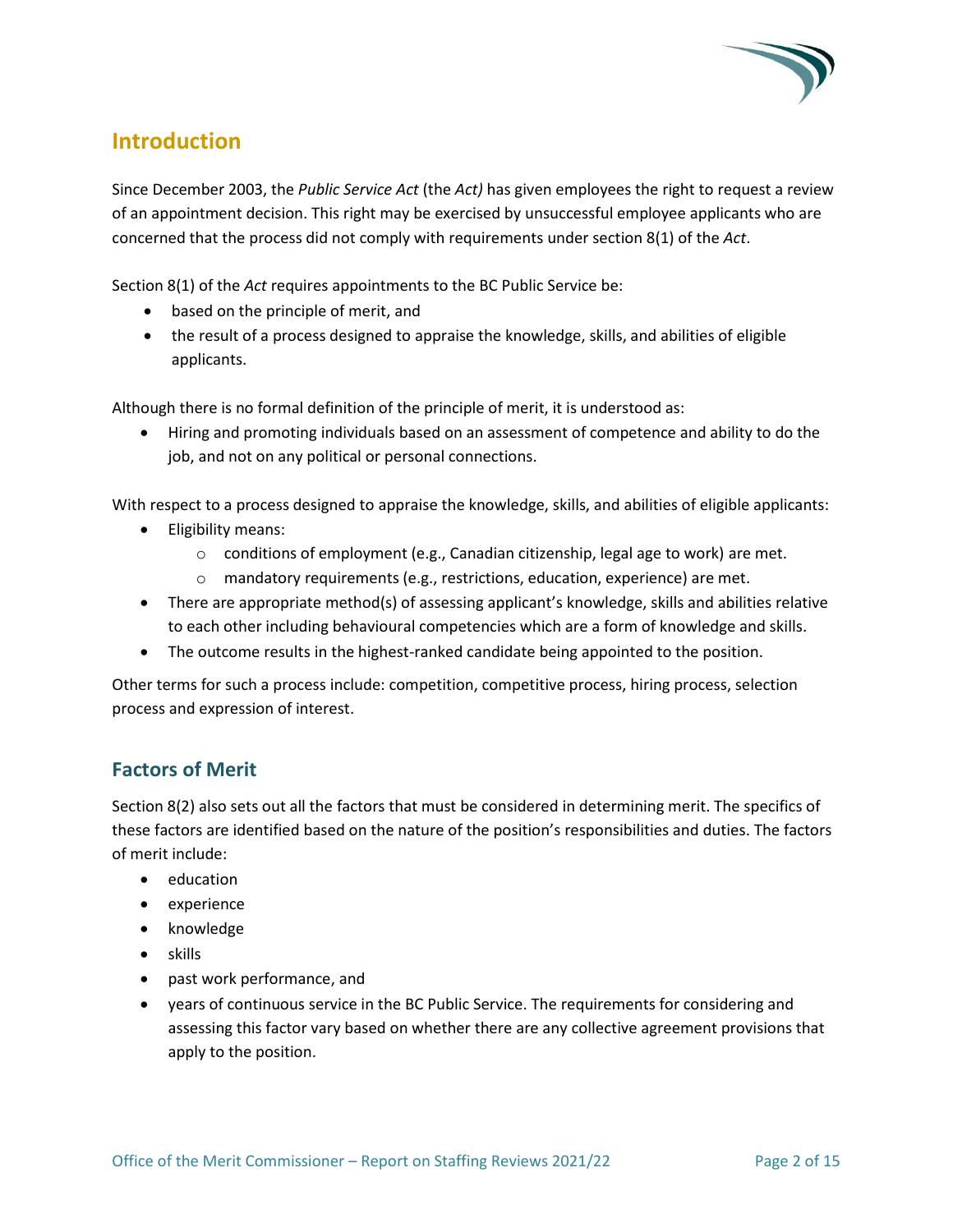## Introduction

Since December 2003, the *Public Service Act* (the *Act)* has given employees the right to request a review of an appointment decision. This right may be exercised by unsuccessful employee applicants who are concerned that the process did not comply with requirements under section 8(1) of the *Act*.

Section 8(1) of the *Act* requires appointments to the BC Public Service be:

- based on the principle of merit, and
- the result of a process designed to appraise the knowledge, skills, and abilities of eligible applicants.

Although there is no formal definition of the principle of merit, it is understood as:

- Hiring and promoting individuals based on an assessment of competence and ability to do the job, and not on any political or personal connections.

With respect to a process designed to appraise the knowledge, skills, and abilities of eligible applicants:

- Eligibility means:
    - conditions of employment (e.g., Canadian citizenship, legal age to work) are met.
    - mandatory requirements (e.g., restrictions, education, experience) are met.
- There are appropriate method(s) of assessing applicant's knowledge, skills and abilities relative to each other including behavioural competencies which are a form of knowledge and skills.
- The outcome results in the highest-ranked candidate being appointed to the position.

Other terms for such a process include: competition, competitive process, hiring process, selection process and expression of interest.

## Factors of Merit

Section 8(2) also sets out all the factors that must be considered in determining merit. The specifics of these factors are identified based on the nature of the position's responsibilities and duties. The factors of merit include:

- education
- experience
- knowledge
- skills
- past work performance, and
- years of continuous service in the BC Public Service. The requirements for considering and assessing this factor vary based on whether there are any collective agreement provisions that apply to the position.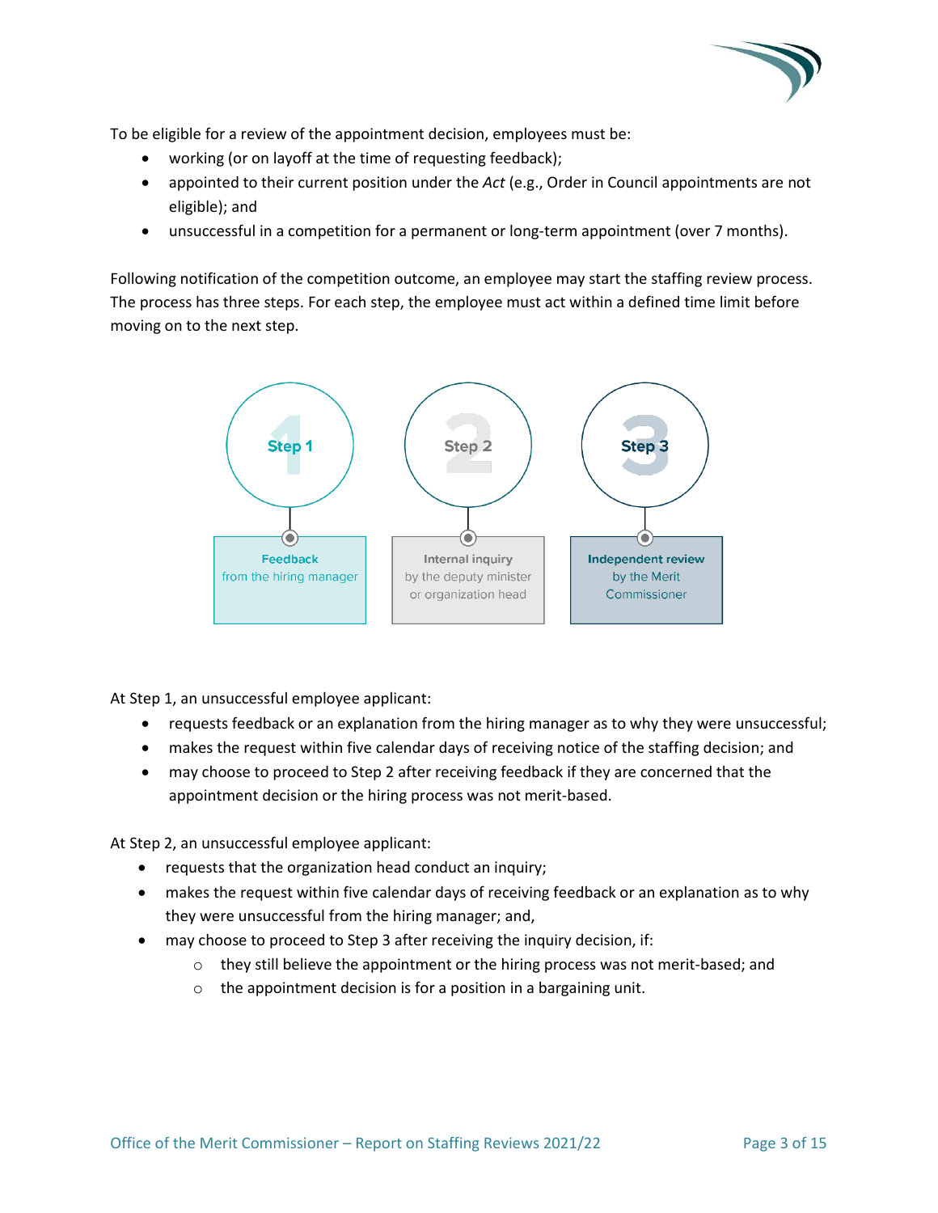To be eligible for a review of the appointment decision, employees must be:

- working (or on layoff at the time of requesting feedback);
- appointed to their current position under the *Act* (e.g., Order in Council appointments are not eligible); and
- unsuccessful in a competition for a permanent or long-term appointment (over 7 months).

Following notification of the competition outcome, an employee may start the staffing review process. The process has three steps. For each step, the employee must act within a defined time limit before moving on to the next step.

**Step 1** — **Feedback** from the hiring manager

**Step 2** — **Internal inquiry** by the deputy minister or organization head

**Step 3** — **Independent review** by the Merit Commissioner

At Step 1, an unsuccessful employee applicant:

- requests feedback or an explanation from the hiring manager as to why they were unsuccessful;
- makes the request within five calendar days of receiving notice of the staffing decision; and
- may choose to proceed to Step 2 after receiving feedback if they are concerned that the appointment decision or the hiring process was not merit-based.

At Step 2, an unsuccessful employee applicant:

- requests that the organization head conduct an inquiry;
- makes the request within five calendar days of receiving feedback or an explanation as to why they were unsuccessful from the hiring manager; and,
- may choose to proceed to Step 3 after receiving the inquiry decision, if:
  - they still believe the appointment or the hiring process was not merit-based; and
  - the appointment decision is for a position in a bargaining unit.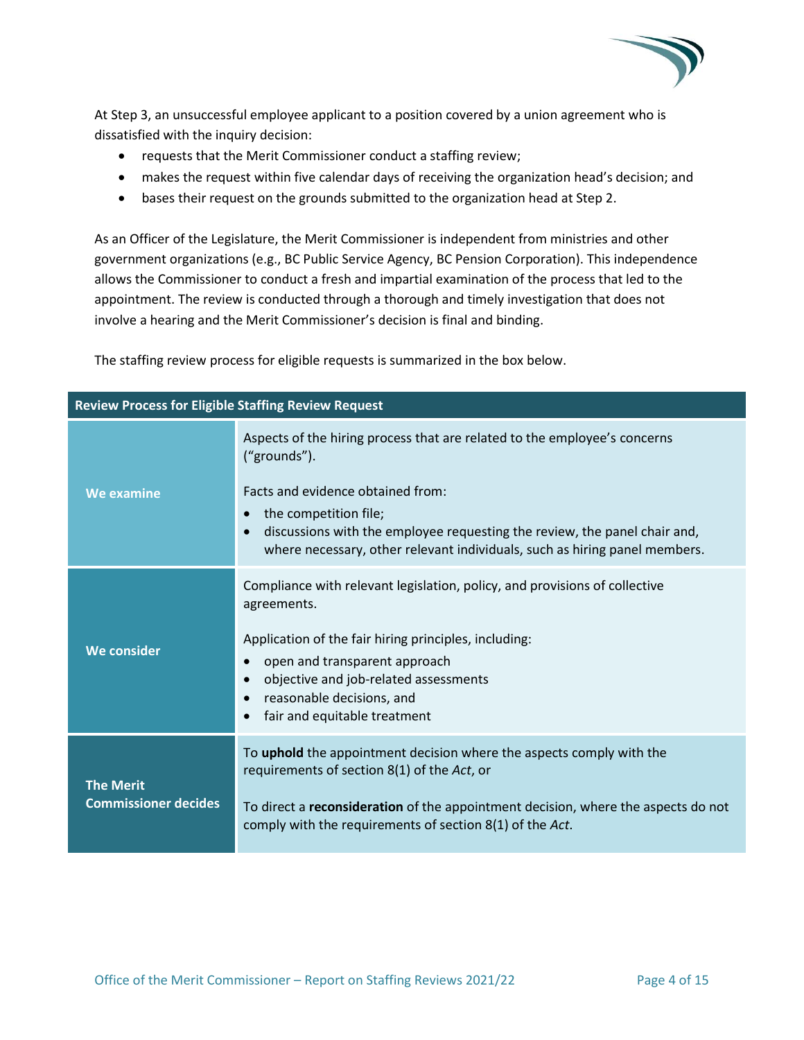At Step 3, an unsuccessful employee applicant to a position covered by a union agreement who is dissatisfied with the inquiry decision:

- requests that the Merit Commissioner conduct a staffing review;
- makes the request within five calendar days of receiving the organization head's decision; and
- bases their request on the grounds submitted to the organization head at Step 2.

As an Officer of the Legislature, the Merit Commissioner is independent from ministries and other government organizations (e.g., BC Public Service Agency, BC Pension Corporation). This independence allows the Commissioner to conduct a fresh and impartial examination of the process that led to the appointment. The review is conducted through a thorough and timely investigation that does not involve a hearing and the Merit Commissioner's decision is final and binding.

The staffing review process for eligible requests is summarized in the box below.

| Review Process for Eligible Staffing Review Request | |
|---|---|
| **We examine** | Aspects of the hiring process that are related to the employee's concerns ("grounds").<br><br>Facts and evidence obtained from:<br>• the competition file;<br>• discussions with the employee requesting the review, the panel chair and, where necessary, other relevant individuals, such as hiring panel members. |
| **We consider** | Compliance with relevant legislation, policy, and provisions of collective agreements.<br><br>Application of the fair hiring principles, including:<br>• open and transparent approach<br>• objective and job-related assessments<br>• reasonable decisions, and<br>• fair and equitable treatment |
| **The Merit Commissioner decides** | To **uphold** the appointment decision where the aspects comply with the requirements of section 8(1) of the *Act*, or<br><br>To direct a **reconsideration** of the appointment decision, where the aspects do not comply with the requirements of section 8(1) of the *Act*. |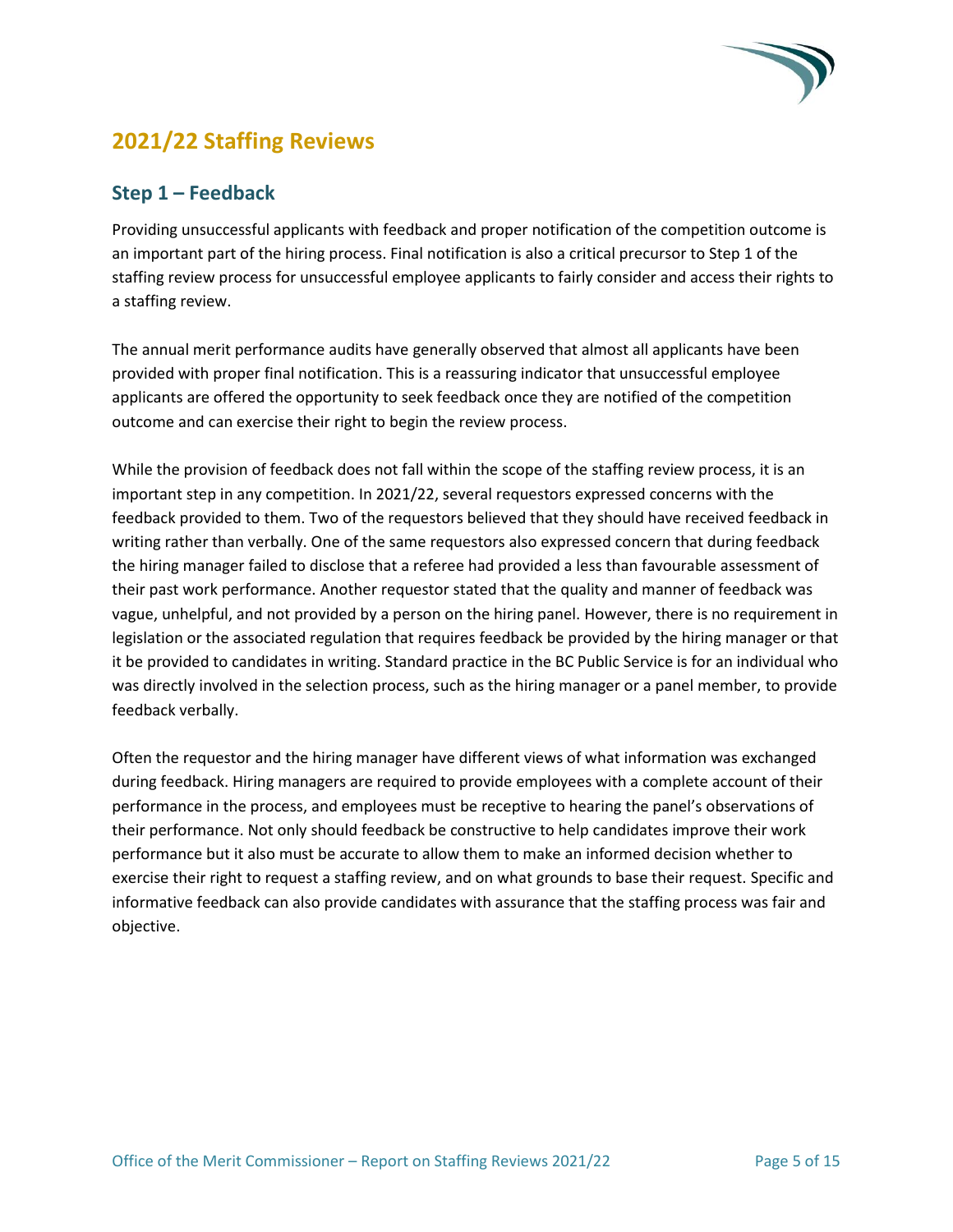## 2021/22 Staffing Reviews

### Step 1 – Feedback

Providing unsuccessful applicants with feedback and proper notification of the competition outcome is an important part of the hiring process. Final notification is also a critical precursor to Step 1 of the staffing review process for unsuccessful employee applicants to fairly consider and access their rights to a staffing review.

The annual merit performance audits have generally observed that almost all applicants have been provided with proper final notification. This is a reassuring indicator that unsuccessful employee applicants are offered the opportunity to seek feedback once they are notified of the competition outcome and can exercise their right to begin the review process.

While the provision of feedback does not fall within the scope of the staffing review process, it is an important step in any competition. In 2021/22, several requestors expressed concerns with the feedback provided to them. Two of the requestors believed that they should have received feedback in writing rather than verbally. One of the same requestors also expressed concern that during feedback the hiring manager failed to disclose that a referee had provided a less than favourable assessment of their past work performance. Another requestor stated that the quality and manner of feedback was vague, unhelpful, and not provided by a person on the hiring panel. However, there is no requirement in legislation or the associated regulation that requires feedback be provided by the hiring manager or that it be provided to candidates in writing. Standard practice in the BC Public Service is for an individual who was directly involved in the selection process, such as the hiring manager or a panel member, to provide feedback verbally.

Often the requestor and the hiring manager have different views of what information was exchanged during feedback. Hiring managers are required to provide employees with a complete account of their performance in the process, and employees must be receptive to hearing the panel's observations of their performance. Not only should feedback be constructive to help candidates improve their work performance but it also must be accurate to allow them to make an informed decision whether to exercise their right to request a staffing review, and on what grounds to base their request. Specific and informative feedback can also provide candidates with assurance that the staffing process was fair and objective.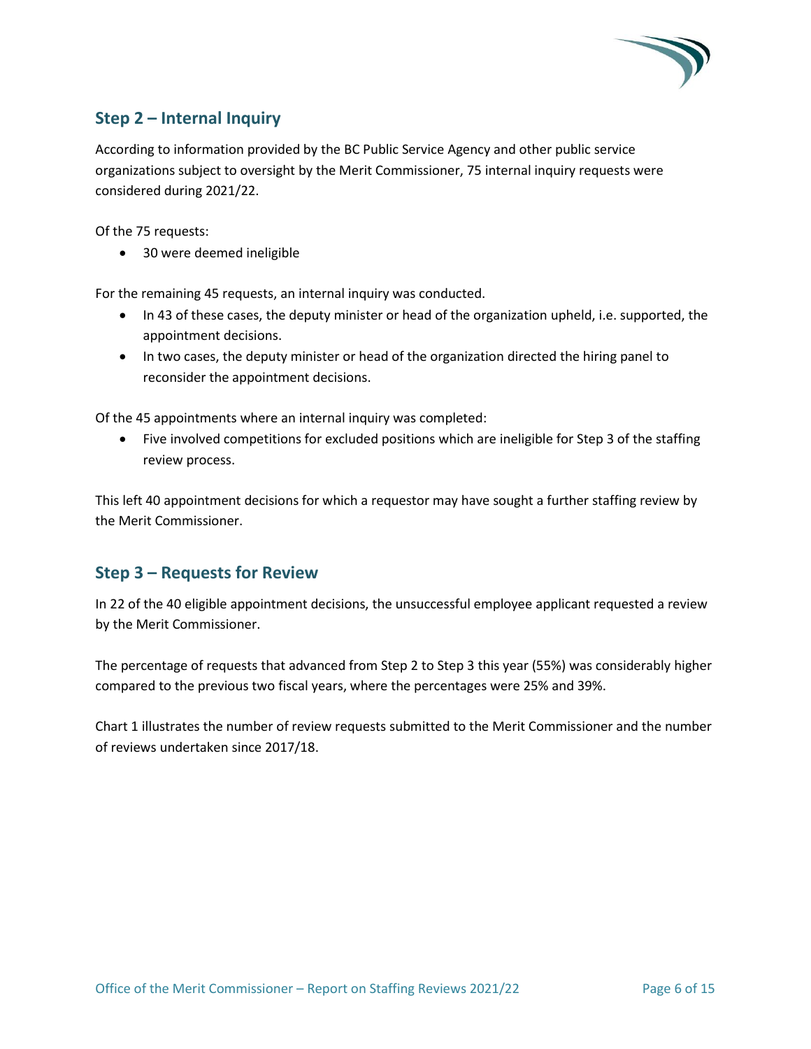## Step 2 – Internal Inquiry

According to information provided by the BC Public Service Agency and other public service organizations subject to oversight by the Merit Commissioner, 75 internal inquiry requests were considered during 2021/22.

Of the 75 requests:

- 30 were deemed ineligible

For the remaining 45 requests, an internal inquiry was conducted.

- In 43 of these cases, the deputy minister or head of the organization upheld, i.e. supported, the appointment decisions.
- In two cases, the deputy minister or head of the organization directed the hiring panel to reconsider the appointment decisions.

Of the 45 appointments where an internal inquiry was completed:

- Five involved competitions for excluded positions which are ineligible for Step 3 of the staffing review process.

This left 40 appointment decisions for which a requestor may have sought a further staffing review by the Merit Commissioner.

## Step 3 – Requests for Review

In 22 of the 40 eligible appointment decisions, the unsuccessful employee applicant requested a review by the Merit Commissioner.

The percentage of requests that advanced from Step 2 to Step 3 this year (55%) was considerably higher compared to the previous two fiscal years, where the percentages were 25% and 39%.

Chart 1 illustrates the number of review requests submitted to the Merit Commissioner and the number of reviews undertaken since 2017/18.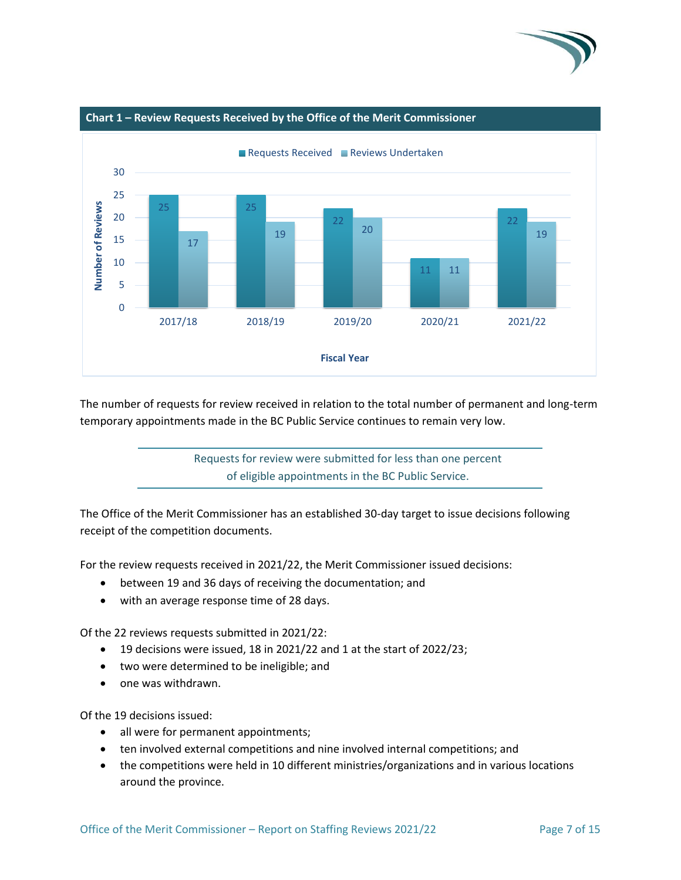**Chart 1 – Review Requests Received by the Office of the Merit Commissioner**

| Fiscal Year | Requests Received | Reviews Undertaken |
|---|---|---|
| 2017/18 | 25 | 17 |
| 2018/19 | 25 | 19 |
| 2019/20 | 22 | 20 |
| 2020/21 | 11 | 11 |
| 2021/22 | 22 | 19 |

The number of requests for review received in relation to the total number of permanent and long-term temporary appointments made in the BC Public Service continues to remain very low.

> Requests for review were submitted for less than one percent of eligible appointments in the BC Public Service.

The Office of the Merit Commissioner has an established 30-day target to issue decisions following receipt of the competition documents.

For the review requests received in 2021/22, the Merit Commissioner issued decisions:

- between 19 and 36 days of receiving the documentation; and
- with an average response time of 28 days.

Of the 22 reviews requests submitted in 2021/22:

- 19 decisions were issued, 18 in 2021/22 and 1 at the start of 2022/23;
- two were determined to be ineligible; and
- one was withdrawn.

Of the 19 decisions issued:

- all were for permanent appointments;
- ten involved external competitions and nine involved internal competitions; and
- the competitions were held in 10 different ministries/organizations and in various locations around the province.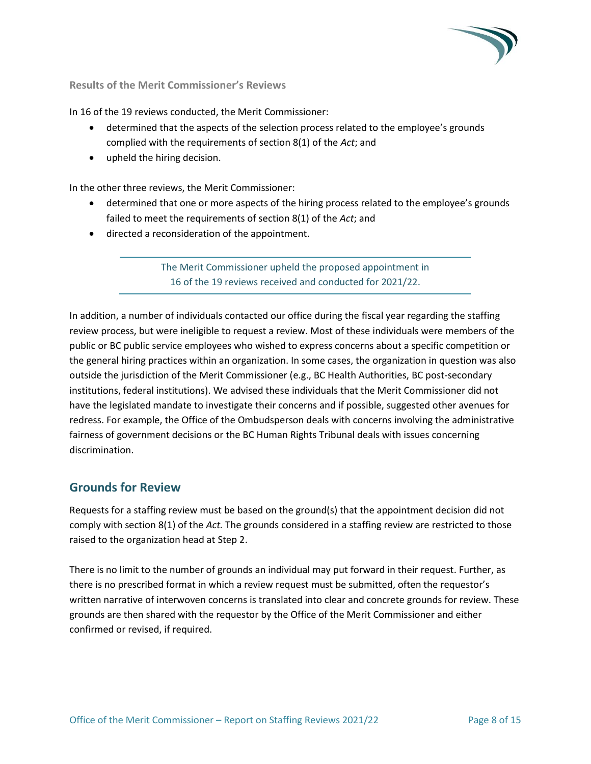### Results of the Merit Commissioner's Reviews

In 16 of the 19 reviews conducted, the Merit Commissioner:

- determined that the aspects of the selection process related to the employee's grounds complied with the requirements of section 8(1) of the *Act*; and
- upheld the hiring decision.

In the other three reviews, the Merit Commissioner:

- determined that one or more aspects of the hiring process related to the employee's grounds failed to meet the requirements of section 8(1) of the *Act*; and
- directed a reconsideration of the appointment.

> The Merit Commissioner upheld the proposed appointment in 16 of the 19 reviews received and conducted for 2021/22.

In addition, a number of individuals contacted our office during the fiscal year regarding the staffing review process, but were ineligible to request a review. Most of these individuals were members of the public or BC public service employees who wished to express concerns about a specific competition or the general hiring practices within an organization. In some cases, the organization in question was also outside the jurisdiction of the Merit Commissioner (e.g., BC Health Authorities, BC post-secondary institutions, federal institutions). We advised these individuals that the Merit Commissioner did not have the legislated mandate to investigate their concerns and if possible, suggested other avenues for redress. For example, the Office of the Ombudsperson deals with concerns involving the administrative fairness of government decisions or the BC Human Rights Tribunal deals with issues concerning discrimination.

## Grounds for Review

Requests for a staffing review must be based on the ground(s) that the appointment decision did not comply with section 8(1) of the *Act.* The grounds considered in a staffing review are restricted to those raised to the organization head at Step 2.

There is no limit to the number of grounds an individual may put forward in their request. Further, as there is no prescribed format in which a review request must be submitted, often the requestor's written narrative of interwoven concerns is translated into clear and concrete grounds for review. These grounds are then shared with the requestor by the Office of the Merit Commissioner and either confirmed or revised, if required.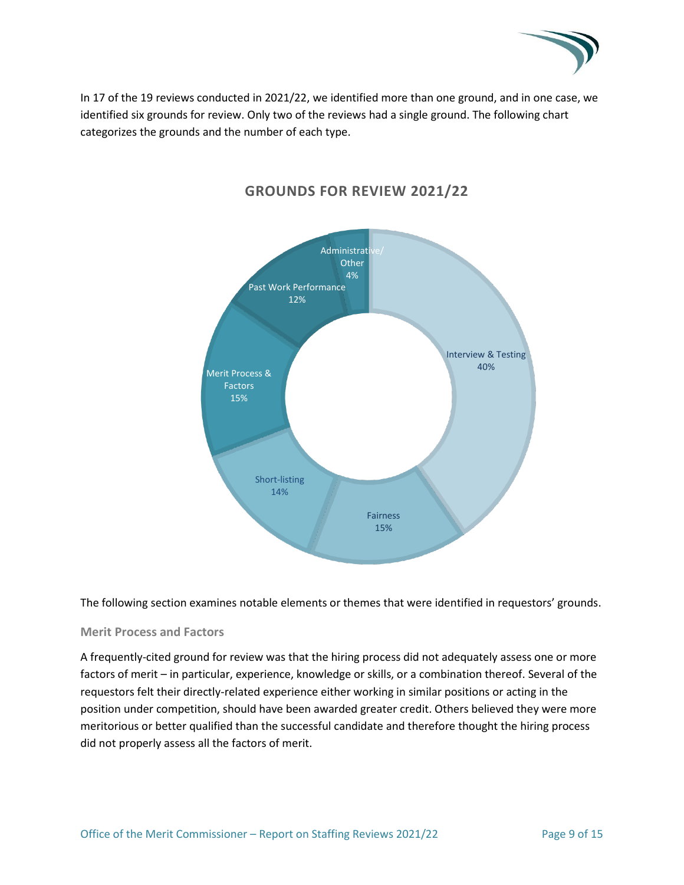In 17 of the 19 reviews conducted in 2021/22, we identified more than one ground, and in one case, we identified six grounds for review. Only two of the reviews had a single ground. The following chart categorizes the grounds and the number of each type.

**GROUNDS FOR REVIEW 2021/22**

| Ground | Percentage |
|---|---|
| Interview & Testing | 40% |
| Fairness | 15% |
| Short-listing | 14% |
| Merit Process & Factors | 15% |
| Past Work Performance | 12% |
| Administrative/ Other | 4% |

The following section examines notable elements or themes that were identified in requestors' grounds.

### Merit Process and Factors

A frequently-cited ground for review was that the hiring process did not adequately assess one or more factors of merit – in particular, experience, knowledge or skills, or a combination thereof. Several of the requestors felt their directly-related experience either working in similar positions or acting in the position under competition, should have been awarded greater credit. Others believed they were more meritorious or better qualified than the successful candidate and therefore thought the hiring process did not properly assess all the factors of merit.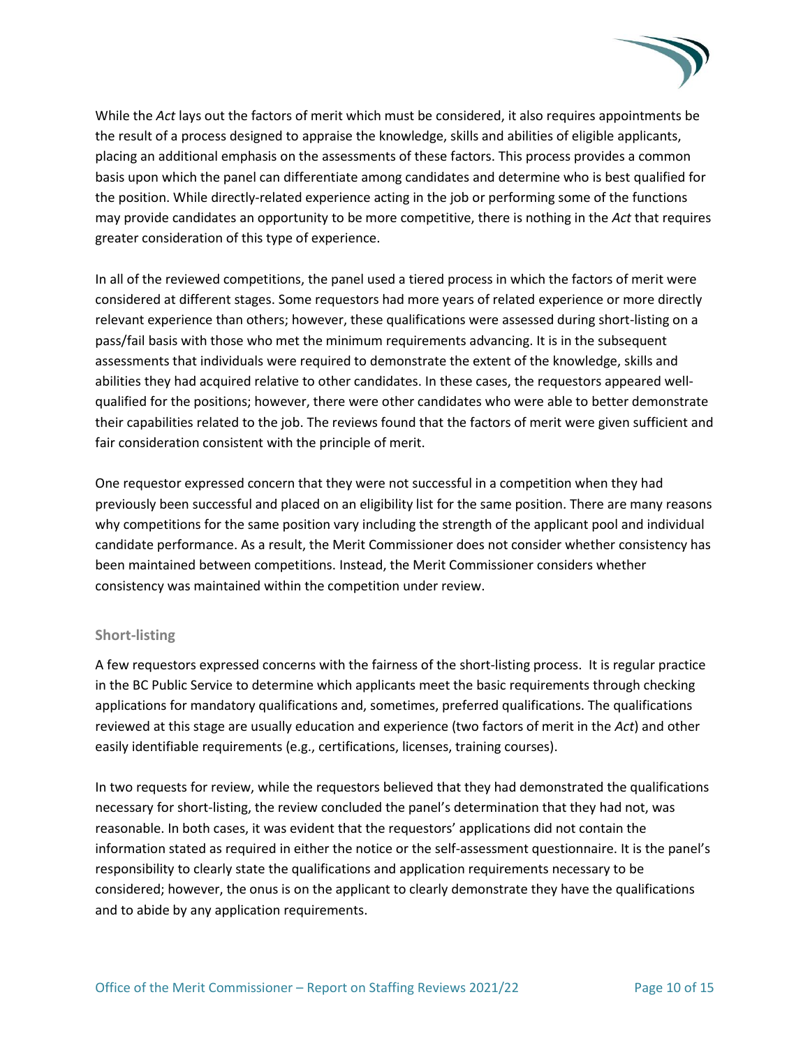While the *Act* lays out the factors of merit which must be considered, it also requires appointments be the result of a process designed to appraise the knowledge, skills and abilities of eligible applicants, placing an additional emphasis on the assessments of these factors. This process provides a common basis upon which the panel can differentiate among candidates and determine who is best qualified for the position. While directly-related experience acting in the job or performing some of the functions may provide candidates an opportunity to be more competitive, there is nothing in the *Act* that requires greater consideration of this type of experience.

In all of the reviewed competitions, the panel used a tiered process in which the factors of merit were considered at different stages. Some requestors had more years of related experience or more directly relevant experience than others; however, these qualifications were assessed during short-listing on a pass/fail basis with those who met the minimum requirements advancing. It is in the subsequent assessments that individuals were required to demonstrate the extent of the knowledge, skills and abilities they had acquired relative to other candidates. In these cases, the requestors appeared well-qualified for the positions; however, there were other candidates who were able to better demonstrate their capabilities related to the job. The reviews found that the factors of merit were given sufficient and fair consideration consistent with the principle of merit.

One requestor expressed concern that they were not successful in a competition when they had previously been successful and placed on an eligibility list for the same position. There are many reasons why competitions for the same position vary including the strength of the applicant pool and individual candidate performance. As a result, the Merit Commissioner does not consider whether consistency has been maintained between competitions. Instead, the Merit Commissioner considers whether consistency was maintained within the competition under review.

### Short-listing

A few requestors expressed concerns with the fairness of the short-listing process. It is regular practice in the BC Public Service to determine which applicants meet the basic requirements through checking applications for mandatory qualifications and, sometimes, preferred qualifications. The qualifications reviewed at this stage are usually education and experience (two factors of merit in the *Act*) and other easily identifiable requirements (e.g., certifications, licenses, training courses).

In two requests for review, while the requestors believed that they had demonstrated the qualifications necessary for short-listing, the review concluded the panel's determination that they had not, was reasonable. In both cases, it was evident that the requestors' applications did not contain the information stated as required in either the notice or the self-assessment questionnaire. It is the panel's responsibility to clearly state the qualifications and application requirements necessary to be considered; however, the onus is on the applicant to clearly demonstrate they have the qualifications and to abide by any application requirements.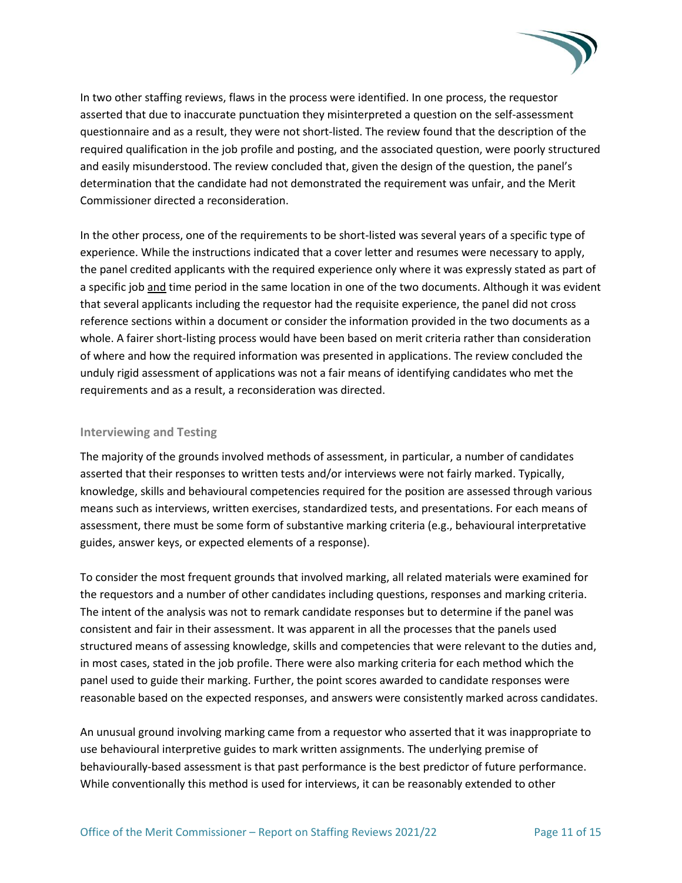In two other staffing reviews, flaws in the process were identified. In one process, the requestor asserted that due to inaccurate punctuation they misinterpreted a question on the self-assessment questionnaire and as a result, they were not short-listed. The review found that the description of the required qualification in the job profile and posting, and the associated question, were poorly structured and easily misunderstood. The review concluded that, given the design of the question, the panel's determination that the candidate had not demonstrated the requirement was unfair, and the Merit Commissioner directed a reconsideration.

In the other process, one of the requirements to be short-listed was several years of a specific type of experience. While the instructions indicated that a cover letter and resumes were necessary to apply, the panel credited applicants with the required experience only where it was expressly stated as part of a specific job <u>and</u> time period in the same location in one of the two documents. Although it was evident that several applicants including the requestor had the requisite experience, the panel did not cross reference sections within a document or consider the information provided in the two documents as a whole. A fairer short-listing process would have been based on merit criteria rather than consideration of where and how the required information was presented in applications. The review concluded the unduly rigid assessment of applications was not a fair means of identifying candidates who met the requirements and as a result, a reconsideration was directed.

### Interviewing and Testing

The majority of the grounds involved methods of assessment, in particular, a number of candidates asserted that their responses to written tests and/or interviews were not fairly marked. Typically, knowledge, skills and behavioural competencies required for the position are assessed through various means such as interviews, written exercises, standardized tests, and presentations. For each means of assessment, there must be some form of substantive marking criteria (e.g., behavioural interpretative guides, answer keys, or expected elements of a response).

To consider the most frequent grounds that involved marking, all related materials were examined for the requestors and a number of other candidates including questions, responses and marking criteria. The intent of the analysis was not to remark candidate responses but to determine if the panel was consistent and fair in their assessment. It was apparent in all the processes that the panels used structured means of assessing knowledge, skills and competencies that were relevant to the duties and, in most cases, stated in the job profile. There were also marking criteria for each method which the panel used to guide their marking. Further, the point scores awarded to candidate responses were reasonable based on the expected responses, and answers were consistently marked across candidates.

An unusual ground involving marking came from a requestor who asserted that it was inappropriate to use behavioural interpretive guides to mark written assignments. The underlying premise of behaviourally-based assessment is that past performance is the best predictor of future performance. While conventionally this method is used for interviews, it can be reasonably extended to other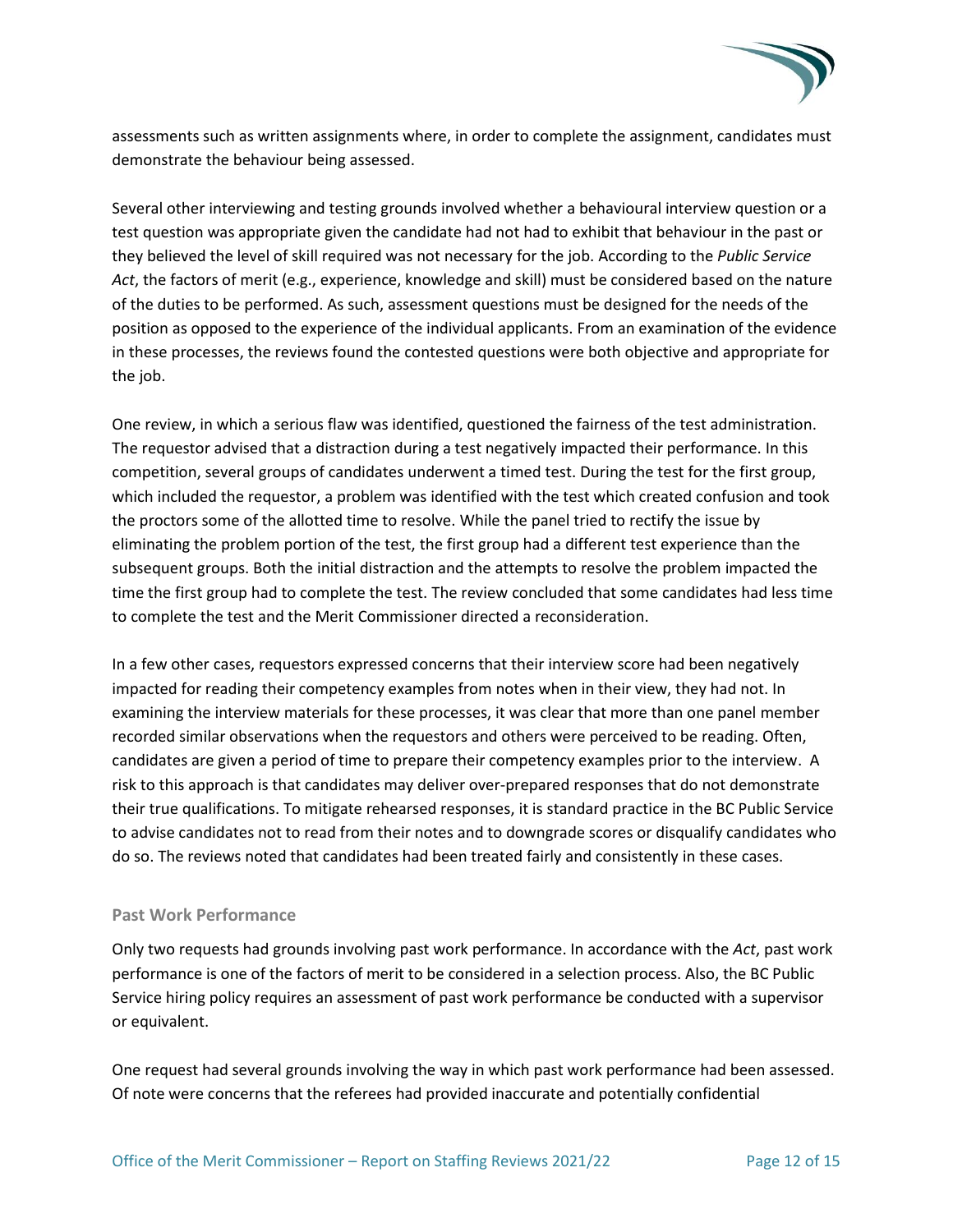assessments such as written assignments where, in order to complete the assignment, candidates must demonstrate the behaviour being assessed.

Several other interviewing and testing grounds involved whether a behavioural interview question or a test question was appropriate given the candidate had not had to exhibit that behaviour in the past or they believed the level of skill required was not necessary for the job. According to the *Public Service Act*, the factors of merit (e.g., experience, knowledge and skill) must be considered based on the nature of the duties to be performed. As such, assessment questions must be designed for the needs of the position as opposed to the experience of the individual applicants. From an examination of the evidence in these processes, the reviews found the contested questions were both objective and appropriate for the job.

One review, in which a serious flaw was identified, questioned the fairness of the test administration. The requestor advised that a distraction during a test negatively impacted their performance. In this competition, several groups of candidates underwent a timed test. During the test for the first group, which included the requestor, a problem was identified with the test which created confusion and took the proctors some of the allotted time to resolve. While the panel tried to rectify the issue by eliminating the problem portion of the test, the first group had a different test experience than the subsequent groups. Both the initial distraction and the attempts to resolve the problem impacted the time the first group had to complete the test. The review concluded that some candidates had less time to complete the test and the Merit Commissioner directed a reconsideration.

In a few other cases, requestors expressed concerns that their interview score had been negatively impacted for reading their competency examples from notes when in their view, they had not. In examining the interview materials for these processes, it was clear that more than one panel member recorded similar observations when the requestors and others were perceived to be reading. Often, candidates are given a period of time to prepare their competency examples prior to the interview. A risk to this approach is that candidates may deliver over-prepared responses that do not demonstrate their true qualifications. To mitigate rehearsed responses, it is standard practice in the BC Public Service to advise candidates not to read from their notes and to downgrade scores or disqualify candidates who do so. The reviews noted that candidates had been treated fairly and consistently in these cases.

### Past Work Performance

Only two requests had grounds involving past work performance. In accordance with the *Act*, past work performance is one of the factors of merit to be considered in a selection process. Also, the BC Public Service hiring policy requires an assessment of past work performance be conducted with a supervisor or equivalent.

One request had several grounds involving the way in which past work performance had been assessed. Of note were concerns that the referees had provided inaccurate and potentially confidential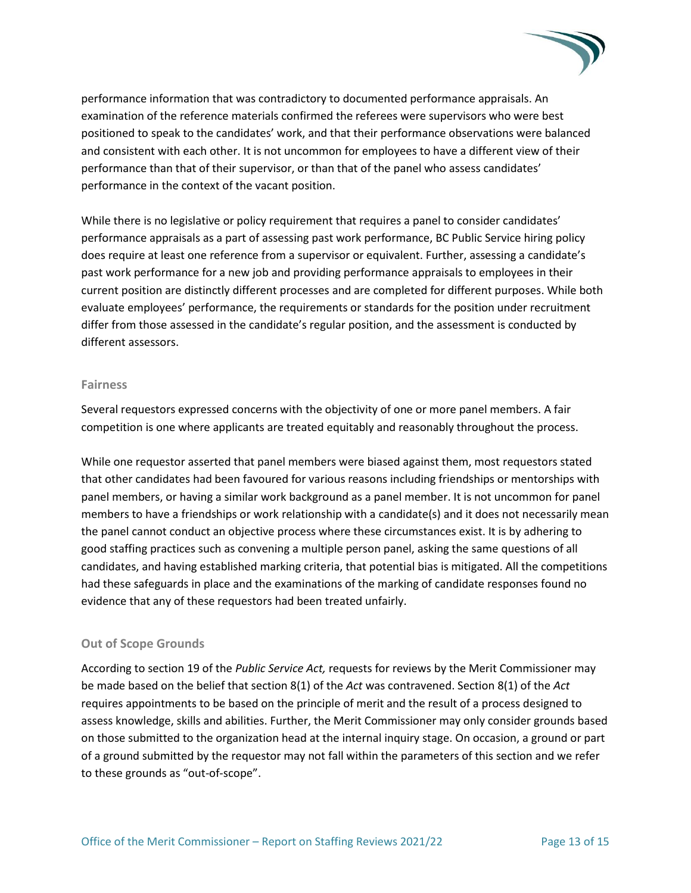performance information that was contradictory to documented performance appraisals. An examination of the reference materials confirmed the referees were supervisors who were best positioned to speak to the candidates' work, and that their performance observations were balanced and consistent with each other. It is not uncommon for employees to have a different view of their performance than that of their supervisor, or than that of the panel who assess candidates' performance in the context of the vacant position.

While there is no legislative or policy requirement that requires a panel to consider candidates' performance appraisals as a part of assessing past work performance, BC Public Service hiring policy does require at least one reference from a supervisor or equivalent. Further, assessing a candidate's past work performance for a new job and providing performance appraisals to employees in their current position are distinctly different processes and are completed for different purposes. While both evaluate employees' performance, the requirements or standards for the position under recruitment differ from those assessed in the candidate's regular position, and the assessment is conducted by different assessors.

### Fairness

Several requestors expressed concerns with the objectivity of one or more panel members. A fair competition is one where applicants are treated equitably and reasonably throughout the process.

While one requestor asserted that panel members were biased against them, most requestors stated that other candidates had been favoured for various reasons including friendships or mentorships with panel members, or having a similar work background as a panel member. It is not uncommon for panel members to have a friendships or work relationship with a candidate(s) and it does not necessarily mean the panel cannot conduct an objective process where these circumstances exist. It is by adhering to good staffing practices such as convening a multiple person panel, asking the same questions of all candidates, and having established marking criteria, that potential bias is mitigated. All the competitions had these safeguards in place and the examinations of the marking of candidate responses found no evidence that any of these requestors had been treated unfairly.

### Out of Scope Grounds

According to section 19 of the *Public Service Act,* requests for reviews by the Merit Commissioner may be made based on the belief that section 8(1) of the *Act* was contravened. Section 8(1) of the *Act* requires appointments to be based on the principle of merit and the result of a process designed to assess knowledge, skills and abilities. Further, the Merit Commissioner may only consider grounds based on those submitted to the organization head at the internal inquiry stage. On occasion, a ground or part of a ground submitted by the requestor may not fall within the parameters of this section and we refer to these grounds as "out-of-scope".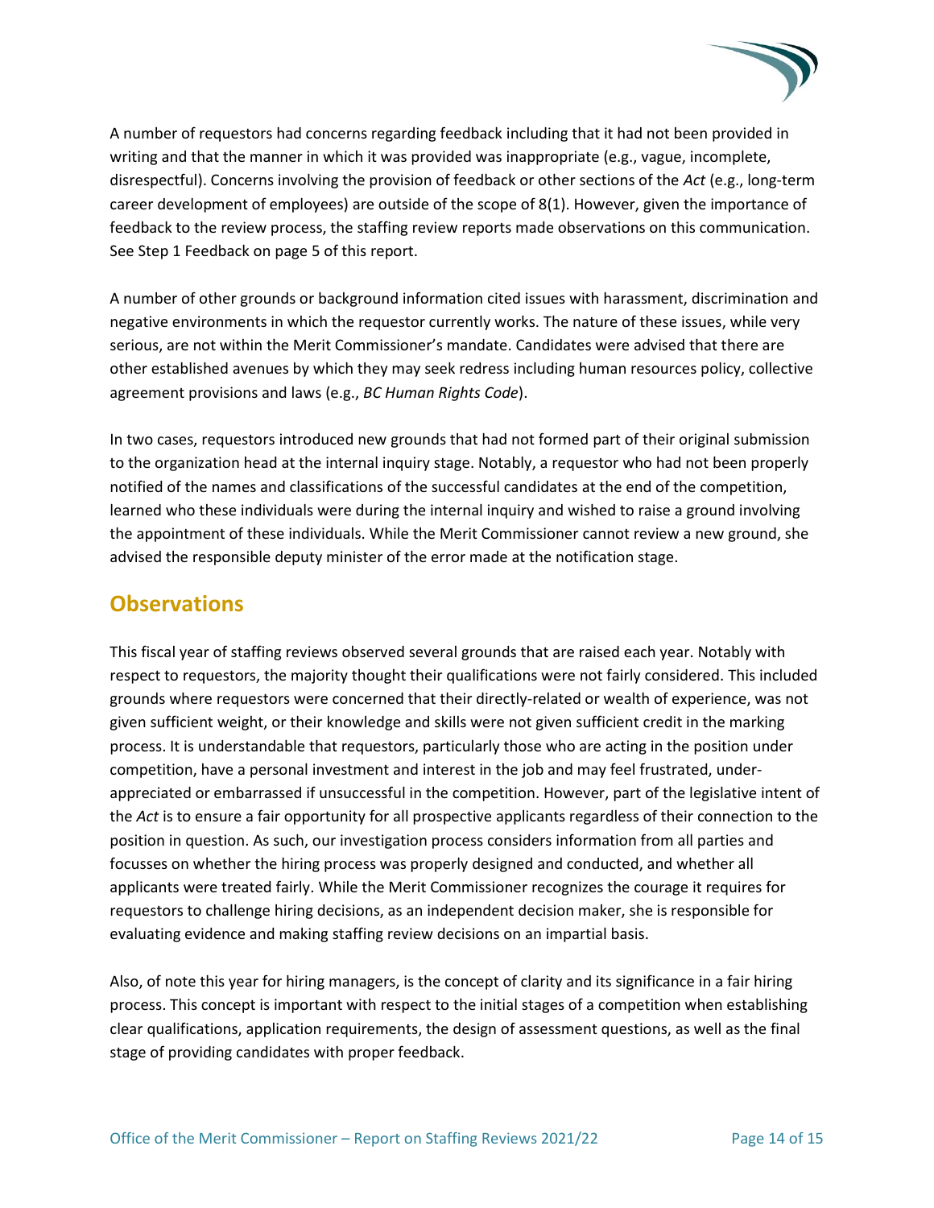A number of requestors had concerns regarding feedback including that it had not been provided in writing and that the manner in which it was provided was inappropriate (e.g., vague, incomplete, disrespectful). Concerns involving the provision of feedback or other sections of the *Act* (e.g., long-term career development of employees) are outside of the scope of 8(1). However, given the importance of feedback to the review process, the staffing review reports made observations on this communication. See Step 1 Feedback on page 5 of this report.

A number of other grounds or background information cited issues with harassment, discrimination and negative environments in which the requestor currently works. The nature of these issues, while very serious, are not within the Merit Commissioner's mandate. Candidates were advised that there are other established avenues by which they may seek redress including human resources policy, collective agreement provisions and laws (e.g., *BC Human Rights Code*).

In two cases, requestors introduced new grounds that had not formed part of their original submission to the organization head at the internal inquiry stage. Notably, a requestor who had not been properly notified of the names and classifications of the successful candidates at the end of the competition, learned who these individuals were during the internal inquiry and wished to raise a ground involving the appointment of these individuals. While the Merit Commissioner cannot review a new ground, she advised the responsible deputy minister of the error made at the notification stage.

## Observations

This fiscal year of staffing reviews observed several grounds that are raised each year. Notably with respect to requestors, the majority thought their qualifications were not fairly considered. This included grounds where requestors were concerned that their directly-related or wealth of experience, was not given sufficient weight, or their knowledge and skills were not given sufficient credit in the marking process. It is understandable that requestors, particularly those who are acting in the position under competition, have a personal investment and interest in the job and may feel frustrated, under-appreciated or embarrassed if unsuccessful in the competition. However, part of the legislative intent of the *Act* is to ensure a fair opportunity for all prospective applicants regardless of their connection to the position in question. As such, our investigation process considers information from all parties and focusses on whether the hiring process was properly designed and conducted, and whether all applicants were treated fairly. While the Merit Commissioner recognizes the courage it requires for requestors to challenge hiring decisions, as an independent decision maker, she is responsible for evaluating evidence and making staffing review decisions on an impartial basis.

Also, of note this year for hiring managers, is the concept of clarity and its significance in a fair hiring process. This concept is important with respect to the initial stages of a competition when establishing clear qualifications, application requirements, the design of assessment questions, as well as the final stage of providing candidates with proper feedback.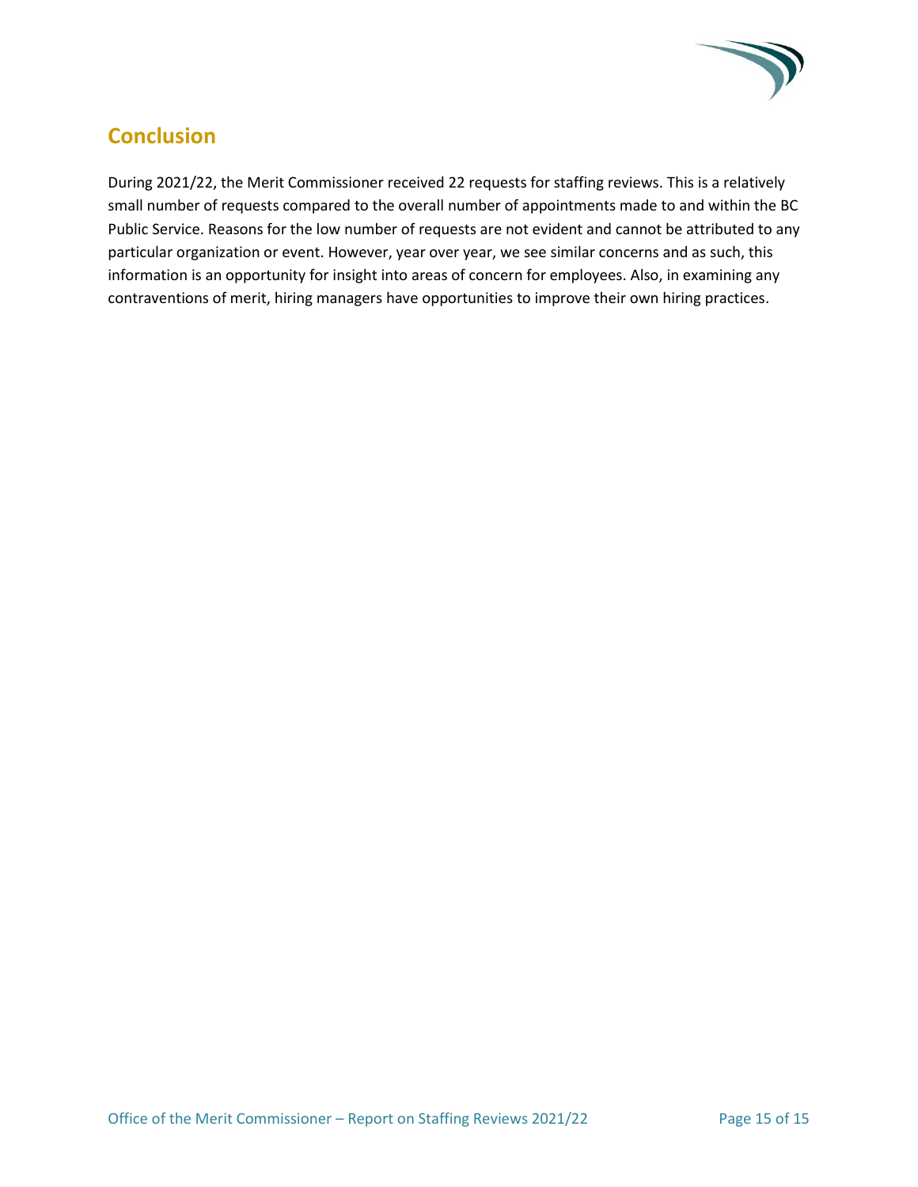## Conclusion

During 2021/22, the Merit Commissioner received 22 requests for staffing reviews. This is a relatively small number of requests compared to the overall number of appointments made to and within the BC Public Service. Reasons for the low number of requests are not evident and cannot be attributed to any particular organization or event. However, year over year, we see similar concerns and as such, this information is an opportunity for insight into areas of concern for employees. Also, in examining any contraventions of merit, hiring managers have opportunities to improve their own hiring practices.